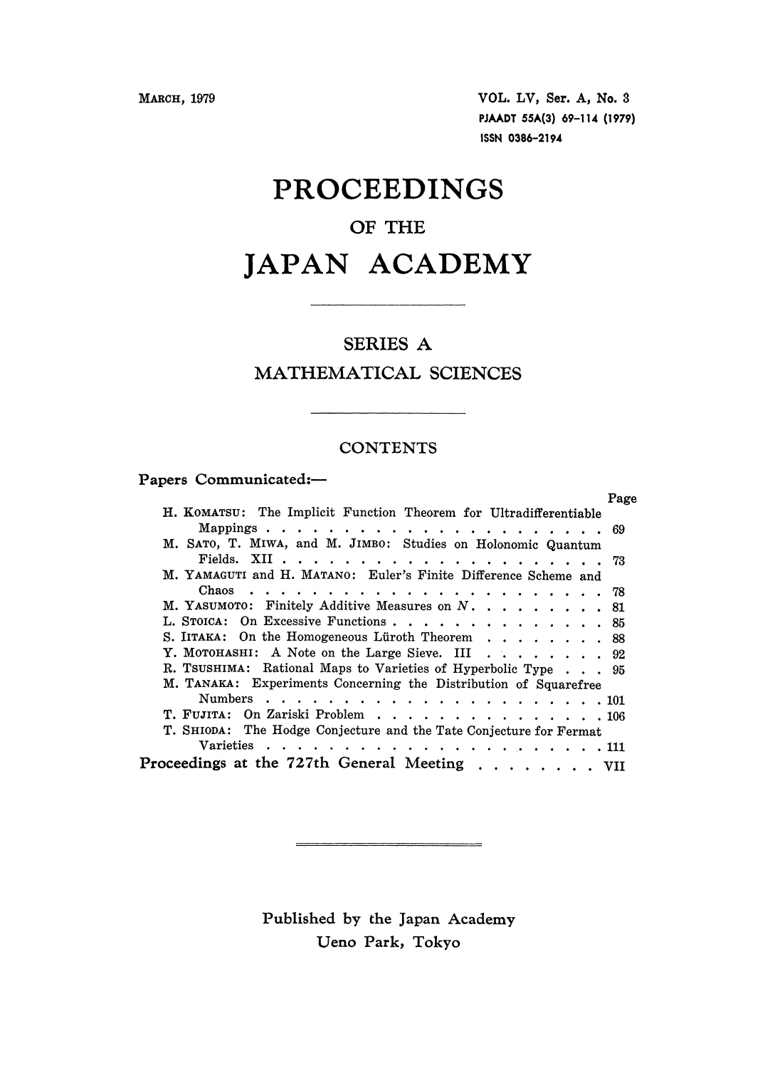MARCH, 1979

VOL. LV, Ser. A, No. 3
PJAADT 55A(3) 69-114 (1979)
ISSN 0386-2194

# PROCEEDINGS

## OF THE

# JAPAN ACADEMY

---

## SERIES A
## MATHEMATICAL SCIENCES

---

## CONTENTS

**Papers Communicated:—**

| | Page |
|---|---|
| H. KOMATSU: The Implicit Function Theorem for Ultradifferentiable Mappings | 69 |
| M. SATO, T. MIWA, and M. JIMBO: Studies on Holonomic Quantum Fields. XII | 73 |
| M. YAMAGUTI and H. MATANO: Euler's Finite Difference Scheme and Chaos | 78 |
| M. YASUMOTO: Finitely Additive Measures on $N$ | 81 |
| L. STOICA: On Excessive Functions | 85 |
| S. IITAKA: On the Homogeneous Lüroth Theorem | 88 |
| Y. MOTOHASHI: A Note on the Large Sieve. III | 92 |
| R. TSUSHIMA: Rational Maps to Varieties of Hyperbolic Type | 95 |
| M. TANAKA: Experiments Concerning the Distribution of Squarefree Numbers | 101 |
| T. FUJITA: On Zariski Problem | 106 |
| T. SHIODA: The Hodge Conjecture and the Tate Conjecture for Fermat Varieties | 111 |

**Proceedings at the 727th General Meeting** . . . . . . . . VII

---

Published by the Japan Academy
Ueno Park, Tokyo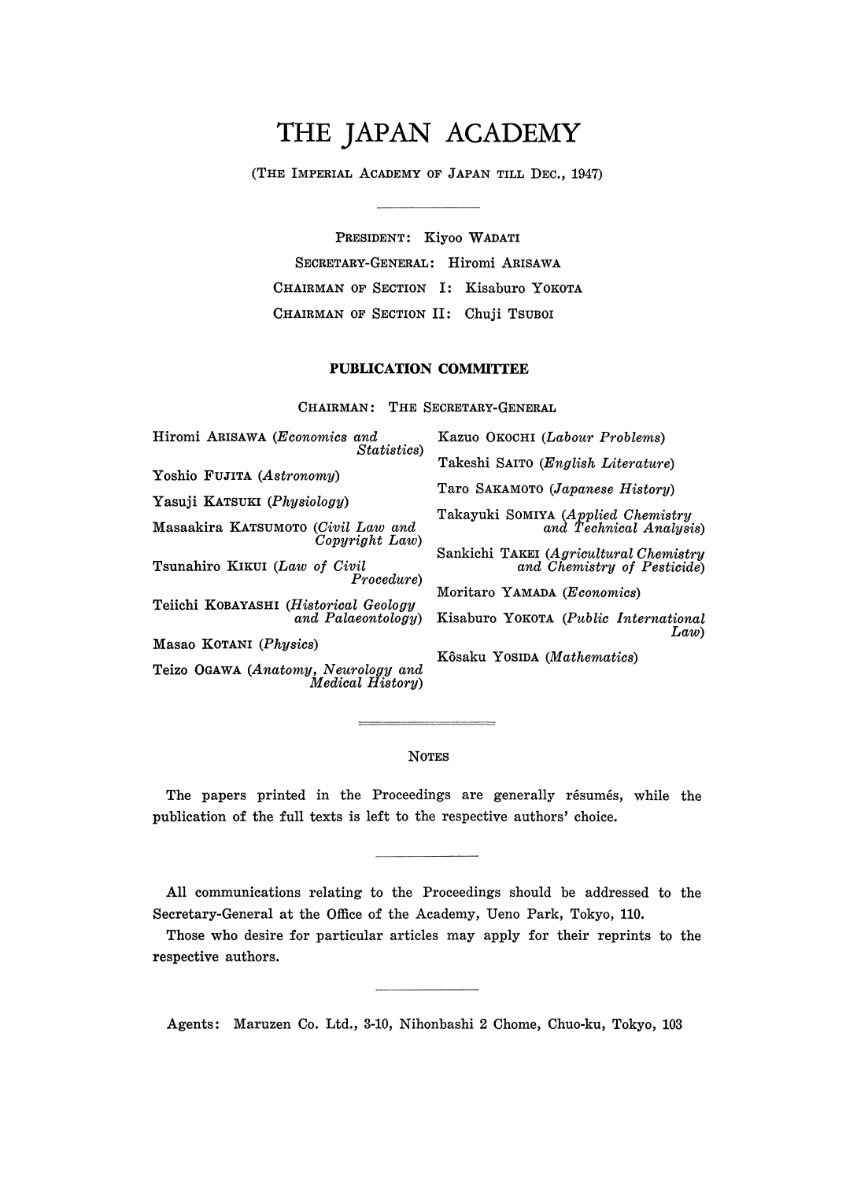# THE JAPAN ACADEMY

(THE IMPERIAL ACADEMY OF JAPAN TILL DEC., 1947)

PRESIDENT: Kiyoo WADATI
SECRETARY-GENERAL: Hiromi ARISAWA
CHAIRMAN OF SECTION I: Kisaburo YOKOTA
CHAIRMAN OF SECTION II: Chuji TSUBOI

## PUBLICATION COMMITTEE

CHAIRMAN: THE SECRETARY-GENERAL

Hiromi ARISAWA (*Economics and Statistics*)

Yoshio FUJITA (*Astronomy*)

Yasuji KATSUKI (*Physiology*)

Masaakira KATSUMOTO (*Civil Law and Copyright Law*)

Tsunahiro KIKUI (*Law of Civil Procedure*)

Teiichi KOBAYASHI (*Historical Geology and Palaeontology*)

Masao KOTANI (*Physics*)

Teizo OGAWA (*Anatomy, Neurology and Medical History*)

Kazuo OKOCHI (*Labour Problems*)

Takeshi SAITO (*English Literature*)

Taro SAKAMOTO (*Japanese History*)

Takayuki SOMIYA (*Applied Chemistry and Technical Analysis*)

Sankichi TAKEI (*Agricultural Chemistry and Chemistry of Pesticide*)

Moritaro YAMADA (*Economics*)

Kisaburo YOKOTA (*Public International Law*)

Kôsaku YOSIDA (*Mathematics*)

---

NOTES

The papers printed in the Proceedings are generally résumés, while the publication of the full texts is left to the respective authors' choice.

---

All communications relating to the Proceedings should be addressed to the Secretary-General at the Office of the Academy, Ueno Park, Tokyo, 110.

Those who desire for particular articles may apply for their reprints to the respective authors.

---

Agents: Maruzen Co. Ltd., 3-10, Nihonbashi 2 Chome, Chuo-ku, Tokyo, 103